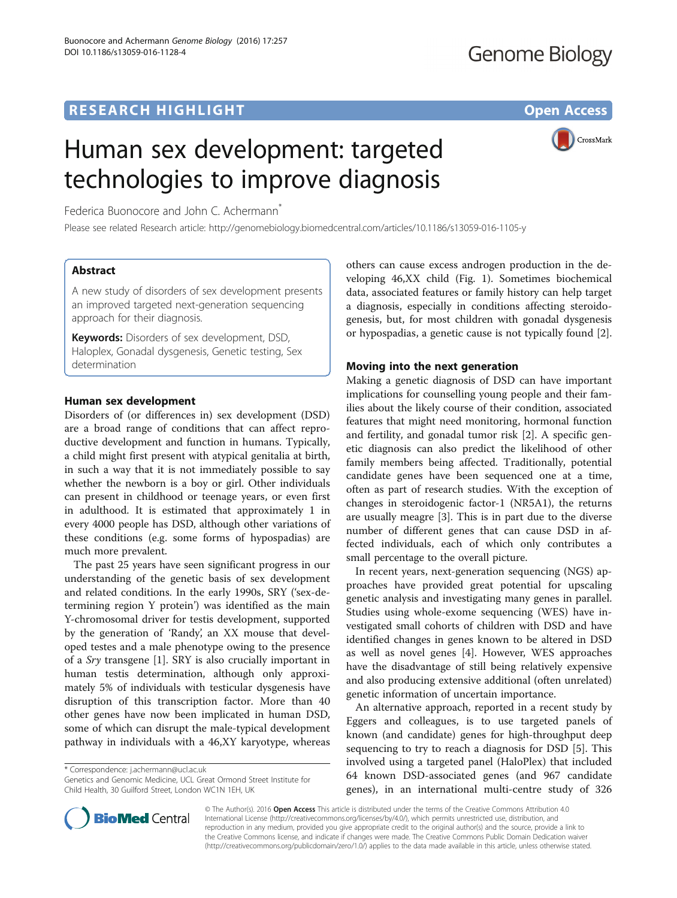# Human sex development: targeted technologies to improve diagnosis

**RESEARCH HIGHLIGHT** — **Open Access**

Federica Buonocore and John C. Achermann*

Please see related Research article: http://genomebiology.biomedcentral.com/articles/10.1186/s13059-016-1105-y

## Abstract

A new study of disorders of sex development presents an improved targeted next-generation sequencing approach for their diagnosis.

**Keywords:** Disorders of sex development, DSD, Haloplex, Gonadal dysgenesis, Genetic testing, Sex determination

## Human sex development

Disorders of (or differences in) sex development (DSD) are a broad range of conditions that can affect reproductive development and function in humans. Typically, a child might first present with atypical genitalia at birth, in such a way that it is not immediately possible to say whether the newborn is a boy or girl. Other individuals can present in childhood or teenage years, or even first in adulthood. It is estimated that approximately 1 in every 4000 people has DSD, although other variations of these conditions (e.g. some forms of hypospadias) are much more prevalent.

The past 25 years have seen significant progress in our understanding of the genetic basis of sex development and related conditions. In the early 1990s, SRY ('sex-determining region Y protein') was identified as the main Y-chromosomal driver for testis development, supported by the generation of 'Randy', an XX mouse that developed testes and a male phenotype owing to the presence of a *Sry* transgene [1]. SRY is also crucially important in human testis determination, although only approximately 5% of individuals with testicular dysgenesis have disruption of this transcription factor. More than 40 other genes have now been implicated in human DSD, some of which can disrupt the male-typical development pathway in individuals with a 46,XY karyotype, whereas others can cause excess androgen production in the developing 46,XX child (Fig. 1). Sometimes biochemical data, associated features or family history can help target a diagnosis, especially in conditions affecting steroidogenesis, but, for most children with gonadal dysgenesis or hypospadias, a genetic cause is not typically found [2].

## Moving into the next generation

Making a genetic diagnosis of DSD can have important implications for counselling young people and their families about the likely course of their condition, associated features that might need monitoring, hormonal function and fertility, and gonadal tumor risk [2]. A specific genetic diagnosis can also predict the likelihood of other family members being affected. Traditionally, potential candidate genes have been sequenced one at a time, often as part of research studies. With the exception of changes in steroidogenic factor-1 (NR5A1), the returns are usually meagre [3]. This is in part due to the diverse number of different genes that can cause DSD in affected individuals, each of which only contributes a small percentage to the overall picture.

In recent years, next-generation sequencing (NGS) approaches have provided great potential for upscaling genetic analysis and investigating many genes in parallel. Studies using whole-exome sequencing (WES) have investigated small cohorts of children with DSD and have identified changes in genes known to be altered in DSD as well as novel genes [4]. However, WES approaches have the disadvantage of still being relatively expensive and also producing extensive additional (often unrelated) genetic information of uncertain importance.

An alternative approach, reported in a recent study by Eggers and colleagues, is to use targeted panels of known (and candidate) genes for high-throughput deep sequencing to try to reach a diagnosis for DSD [5]. This involved using a targeted panel (HaloPlex) that included 64 known DSD-associated genes (and 967 candidate genes), in an international multi-centre study of 326

\* Correspondence: j.achermann@ucl.ac.uk
Genetics and Genomic Medicine, UCL Great Ormond Street Institute for Child Health, 30 Guilford Street, London WC1N 1EH, UK

© The Author(s). 2016 **Open Access** This article is distributed under the terms of the Creative Commons Attribution 4.0 International License (http://creativecommons.org/licenses/by/4.0/), which permits unrestricted use, distribution, and reproduction in any medium, provided you give appropriate credit to the original author(s) and the source, provide a link to the Creative Commons license, and indicate if changes were made. The Creative Commons Public Domain Dedication waiver (http://creativecommons.org/publicdomain/zero/1.0/) applies to the data made available in this article, unless otherwise stated.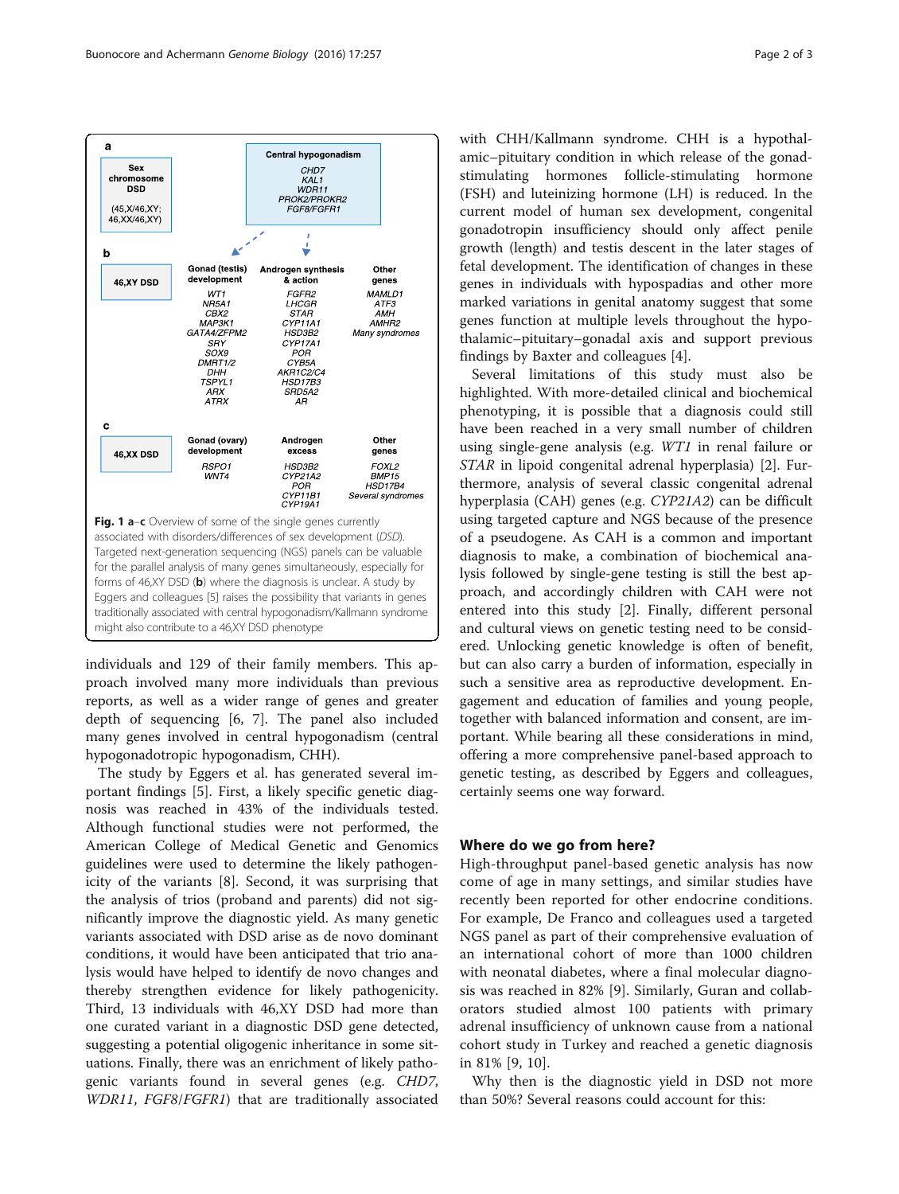**a**

**Sex chromosome DSD** (45,X/46,XY; 46,XX/46,XY)

**Central hypogonadism**: *CHD7*, *KAL1*, *WDR11*, *PROK2/PROKR2*, *FGF8/FGFR1*

**b**

| 46,XY DSD | Gonad (testis) development | Androgen synthesis & action | Other genes |
|---|---|---|---|
| | *WT1* | *FGFR2* | *MAMLD1* |
| | *NR5A1* | *LHCGR* | *ATF3* |
| | *CBX2* | *STAR* | *AMH* |
| | *MAP3K1* | *CYP11A1* | *AMHR2* |
| | *GATA4/ZFPM2* | *HSD3B2* | Many syndromes |
| | *SRY* | *CYP17A1* | |
| | *SOX9* | *POR* | |
| | *DMRT1/2* | *CYB5A* | |
| | *DHH* | *AKR1C2/C4* | |
| | *TSPYL1* | *HSD17B3* | |
| | *ARX* | *SRD5A2* | |
| | *ATRX* | *AR* | |

**c**

| 46,XX DSD | Gonad (ovary) development | Androgen excess | Other genes |
|---|---|---|---|
| | *RSPO1* | *HSD3B2* | *FOXL2* |
| | *WNT4* | *CYP21A2* | *BMP15* |
| | | *POR* | *HSD17B4* |
| | | *CYP11B1* | Several syndromes |
| | | *CYP19A1* | |

**Fig. 1 a**–**c** Overview of some of the single genes currently associated with disorders/differences of sex development (*DSD*). Targeted next-generation sequencing (NGS) panels can be valuable for the parallel analysis of many genes simultaneously, especially for forms of 46,XY DSD (**b**) where the diagnosis is unclear. A study by Eggers and colleagues [5] raises the possibility that variants in genes traditionally associated with central hypogonadism/Kallmann syndrome might also contribute to a 46,XY DSD phenotype

individuals and 129 of their family members. This approach involved many more individuals than previous reports, as well as a wider range of genes and greater depth of sequencing [6, 7]. The panel also included many genes involved in central hypogonadism (central hypogonadotropic hypogonadism, CHH).

The study by Eggers et al. has generated several important findings [5]. First, a likely specific genetic diagnosis was reached in 43% of the individuals tested. Although functional studies were not performed, the American College of Medical Genetic and Genomics guidelines were used to determine the likely pathogenicity of the variants [8]. Second, it was surprising that the analysis of trios (proband and parents) did not significantly improve the diagnostic yield. As many genetic variants associated with DSD arise as de novo dominant conditions, it would have been anticipated that trio analysis would have helped to identify de novo changes and thereby strengthen evidence for likely pathogenicity. Third, 13 individuals with 46,XY DSD had more than one curated variant in a diagnostic DSD gene detected, suggesting a potential oligogenic inheritance in some situations. Finally, there was an enrichment of likely pathogenic variants found in several genes (e.g. *CHD7*, *WDR11*, *FGF8*/*FGFR1*) that are traditionally associated with CHH/Kallmann syndrome. CHH is a hypothalamic–pituitary condition in which release of the gonad-stimulating hormones follicle-stimulating hormone (FSH) and luteinizing hormone (LH) is reduced. In the current model of human sex development, congenital gonadotropin insufficiency should only affect penile growth (length) and testis descent in the later stages of fetal development. The identification of changes in these genes in individuals with hypospadias and other more marked variations in genital anatomy suggest that some genes function at multiple levels throughout the hypothalamic–pituitary–gonadal axis and support previous findings by Baxter and colleagues [4].

Several limitations of this study must also be highlighted. With more-detailed clinical and biochemical phenotyping, it is possible that a diagnosis could still have been reached in a very small number of children using single-gene analysis (e.g. *WT1* in renal failure or *STAR* in lipoid congenital adrenal hyperplasia) [2]. Furthermore, analysis of several classic congenital adrenal hyperplasia (CAH) genes (e.g. *CYP21A2*) can be difficult using targeted capture and NGS because of the presence of a pseudogene. As CAH is a common and important diagnosis to make, a combination of biochemical analysis followed by single-gene testing is still the best approach, and accordingly children with CAH were not entered into this study [2]. Finally, different personal and cultural views on genetic testing need to be considered. Unlocking genetic knowledge is often of benefit, but can also carry a burden of information, especially in such a sensitive area as reproductive development. Engagement and education of families and young people, together with balanced information and consent, are important. While bearing all these considerations in mind, offering a more comprehensive panel-based approach to genetic testing, as described by Eggers and colleagues, certainly seems one way forward.

## Where do we go from here?

High-throughput panel-based genetic analysis has now come of age in many settings, and similar studies have recently been reported for other endocrine conditions. For example, De Franco and colleagues used a targeted NGS panel as part of their comprehensive evaluation of an international cohort of more than 1000 children with neonatal diabetes, where a final molecular diagnosis was reached in 82% [9]. Similarly, Guran and collaborators studied almost 100 patients with primary adrenal insufficiency of unknown cause from a national cohort study in Turkey and reached a genetic diagnosis in 81% [9, 10].

Why then is the diagnostic yield in DSD not more than 50%? Several reasons could account for this: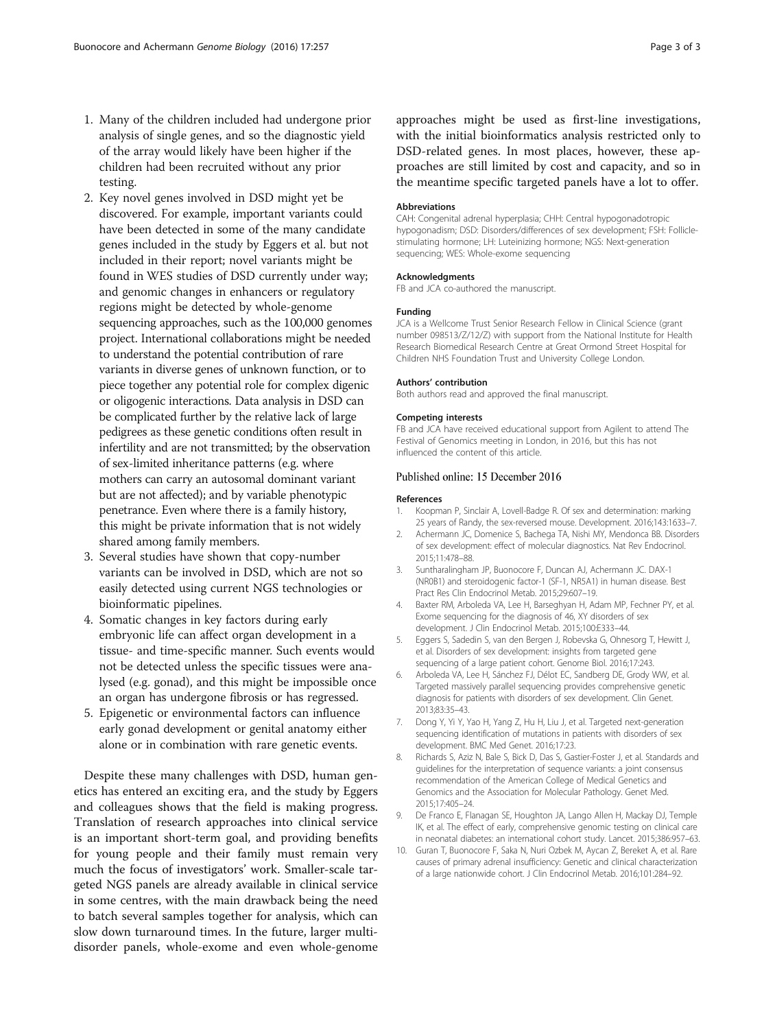1. Many of the children included had undergone prior analysis of single genes, and so the diagnostic yield of the array would likely have been higher if the children had been recruited without any prior testing.
2. Key novel genes involved in DSD might yet be discovered. For example, important variants could have been detected in some of the many candidate genes included in the study by Eggers et al. but not included in their report; novel variants might be found in WES studies of DSD currently under way; and genomic changes in enhancers or regulatory regions might be detected by whole-genome sequencing approaches, such as the 100,000 genomes project. International collaborations might be needed to understand the potential contribution of rare variants in diverse genes of unknown function, or to piece together any potential role for complex digenic or oligogenic interactions. Data analysis in DSD can be complicated further by the relative lack of large pedigrees as these genetic conditions often result in infertility and are not transmitted; by the observation of sex-limited inheritance patterns (e.g. where mothers can carry an autosomal dominant variant but are not affected); and by variable phenotypic penetrance. Even where there is a family history, this might be private information that is not widely shared among family members.
3. Several studies have shown that copy-number variants can be involved in DSD, which are not so easily detected using current NGS technologies or bioinformatic pipelines.
4. Somatic changes in key factors during early embryonic life can affect organ development in a tissue- and time-specific manner. Such events would not be detected unless the specific tissues were analysed (e.g. gonad), and this might be impossible once an organ has undergone fibrosis or has regressed.
5. Epigenetic or environmental factors can influence early gonad development or genital anatomy either alone or in combination with rare genetic events.

Despite these many challenges with DSD, human genetics has entered an exciting era, and the study by Eggers and colleagues shows that the field is making progress. Translation of research approaches into clinical service is an important short-term goal, and providing benefits for young people and their family must remain very much the focus of investigators' work. Smaller-scale targeted NGS panels are already available in clinical service in some centres, with the main drawback being the need to batch several samples together for analysis, which can slow down turnaround times. In the future, larger multi-disorder panels, whole-exome and even whole-genome approaches might be used as first-line investigations, with the initial bioinformatics analysis restricted only to DSD-related genes. In most places, however, these approaches are still limited by cost and capacity, and so in the meantime specific targeted panels have a lot to offer.

#### Abbreviations

CAH: Congenital adrenal hyperplasia; CHH: Central hypogonadotropic hypogonadism; DSD: Disorders/differences of sex development; FSH: Follicle-stimulating hormone; LH: Luteinizing hormone; NGS: Next-generation sequencing; WES: Whole-exome sequencing

#### Acknowledgments

FB and JCA co-authored the manuscript.

#### Funding

JCA is a Wellcome Trust Senior Research Fellow in Clinical Science (grant number 098513/Z/12/Z) with support from the National Institute for Health Research Biomedical Research Centre at Great Ormond Street Hospital for Children NHS Foundation Trust and University College London.

#### Authors' contribution

Both authors read and approved the final manuscript.

#### Competing interests

FB and JCA have received educational support from Agilent to attend The Festival of Genomics meeting in London, in 2016, but this has not influenced the content of this article.

Published online: 15 December 2016

#### References

1. Koopman P, Sinclair A, Lovell-Badge R. Of sex and determination: marking 25 years of Randy, the sex-reversed mouse. Development. 2016;143:1633–7.
2. Achermann JC, Domenice S, Bachega TA, Nishi MY, Mendonca BB. Disorders of sex development: effect of molecular diagnostics. Nat Rev Endocrinol. 2015;11:478–88.
3. Suntharalingham JP, Buonocore F, Duncan AJ, Achermann JC. DAX-1 (NR0B1) and steroidogenic factor-1 (SF-1, NR5A1) in human disease. Best Pract Res Clin Endocrinol Metab. 2015;29:607–19.
4. Baxter RM, Arboleda VA, Lee H, Barseghyan H, Adam MP, Fechner PY, et al. Exome sequencing for the diagnosis of 46, XY disorders of sex development. J Clin Endocrinol Metab. 2015;100:E333–44.
5. Eggers S, Sadedin S, van den Bergen J, Robevska G, Ohnesorg T, Hewitt J, et al. Disorders of sex development: insights from targeted gene sequencing of a large patient cohort. Genome Biol. 2016;17:243.
6. Arboleda VA, Lee H, Sánchez FJ, Délot EC, Sandberg DE, Grody WW, et al. Targeted massively parallel sequencing provides comprehensive genetic diagnosis for patients with disorders of sex development. Clin Genet. 2013;83:35–43.
7. Dong Y, Yi Y, Yao H, Yang Z, Hu H, Liu J, et al. Targeted next-generation sequencing identification of mutations in patients with disorders of sex development. BMC Med Genet. 2016;17:23.
8. Richards S, Aziz N, Bale S, Bick D, Das S, Gastier-Foster J, et al. Standards and guidelines for the interpretation of sequence variants: a joint consensus recommendation of the American College of Medical Genetics and Genomics and the Association for Molecular Pathology. Genet Med. 2015;17:405–24.
9. De Franco E, Flanagan SE, Houghton JA, Lango Allen H, Mackay DJ, Temple IK, et al. The effect of early, comprehensive genomic testing on clinical care in neonatal diabetes: an international cohort study. Lancet. 2015;386:957–63.
10. Guran T, Buonocore F, Saka N, Nuri Ozbek M, Aycan Z, Bereket A, et al. Rare causes of primary adrenal insufficiency: Genetic and clinical characterization of a large nationwide cohort. J Clin Endocrinol Metab. 2016;101:284–92.